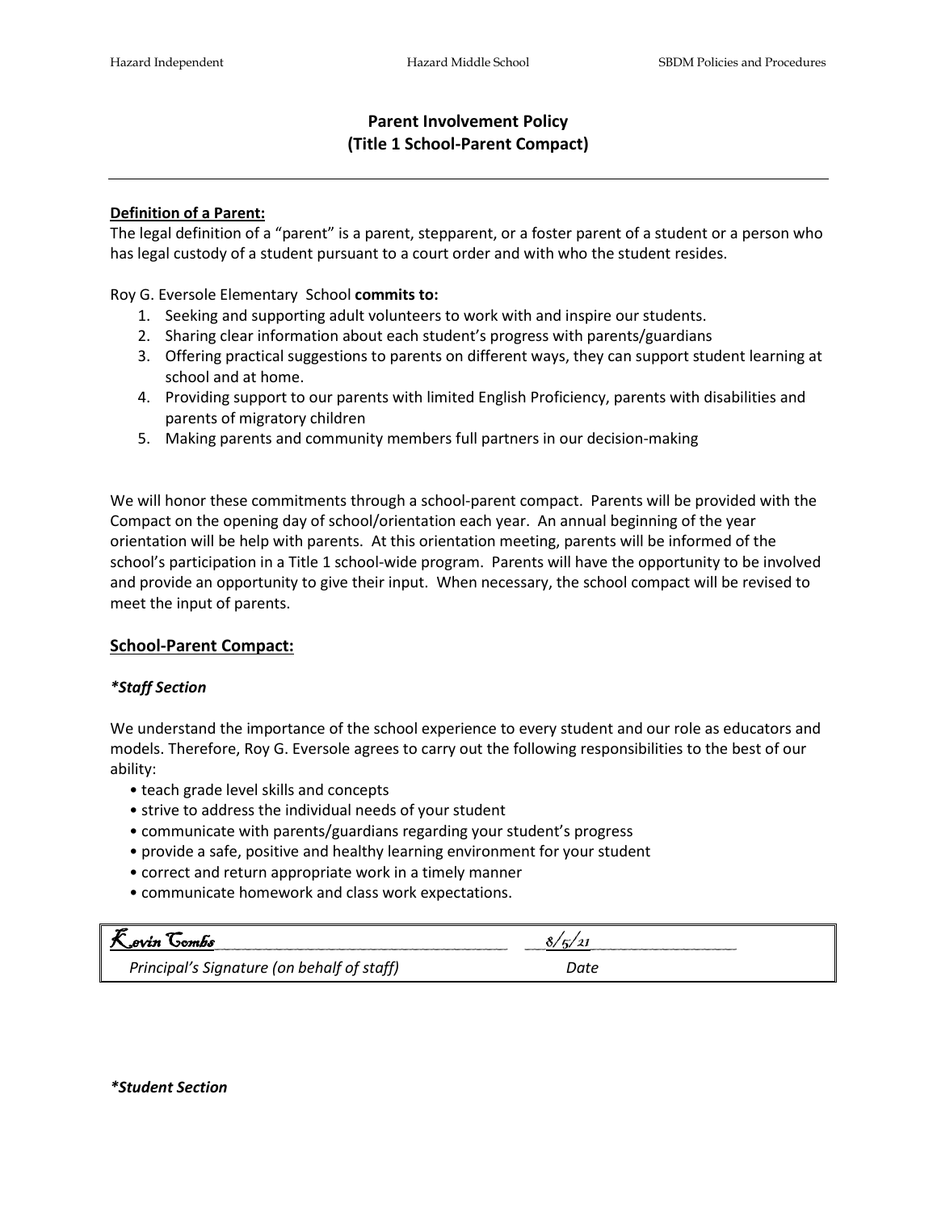# Parent Involvement Policy
## (Title 1 School-Parent Compact)

---

**Definition of a Parent:**

The legal definition of a "parent" is a parent, stepparent, or a foster parent of a student or a person who has legal custody of a student pursuant to a court order and with who the student resides.

Roy G. Eversole Elementary School **commits to:**

1. Seeking and supporting adult volunteers to work with and inspire our students.
2. Sharing clear information about each student's progress with parents/guardians
3. Offering practical suggestions to parents on different ways, they can support student learning at school and at home.
4. Providing support to our parents with limited English Proficiency, parents with disabilities and parents of migratory children
5. Making parents and community members full partners in our decision-making

We will honor these commitments through a school-parent compact. Parents will be provided with the Compact on the opening day of school/orientation each year. An annual beginning of the year orientation will be help with parents. At this orientation meeting, parents will be informed of the school's participation in a Title 1 school-wide program. Parents will have the opportunity to be involved and provide an opportunity to give their input. When necessary, the school compact will be revised to meet the input of parents.

## School-Parent Compact:

***Staff Section***

We understand the importance of the school experience to every student and our role as educators and models. Therefore, Roy G. Eversole agrees to carry out the following responsibilities to the best of our ability:

- teach grade level skills and concepts
- strive to address the individual needs of your student
- communicate with parents/guardians regarding your student's progress
- provide a safe, positive and healthy learning environment for your student
- correct and return appropriate work in a timely manner
- communicate homework and class work expectations.

| Kevin Combs | 8/5/21 |
|---|---|
| *Principal's Signature (on behalf of staff)* | *Date* |

***Student Section***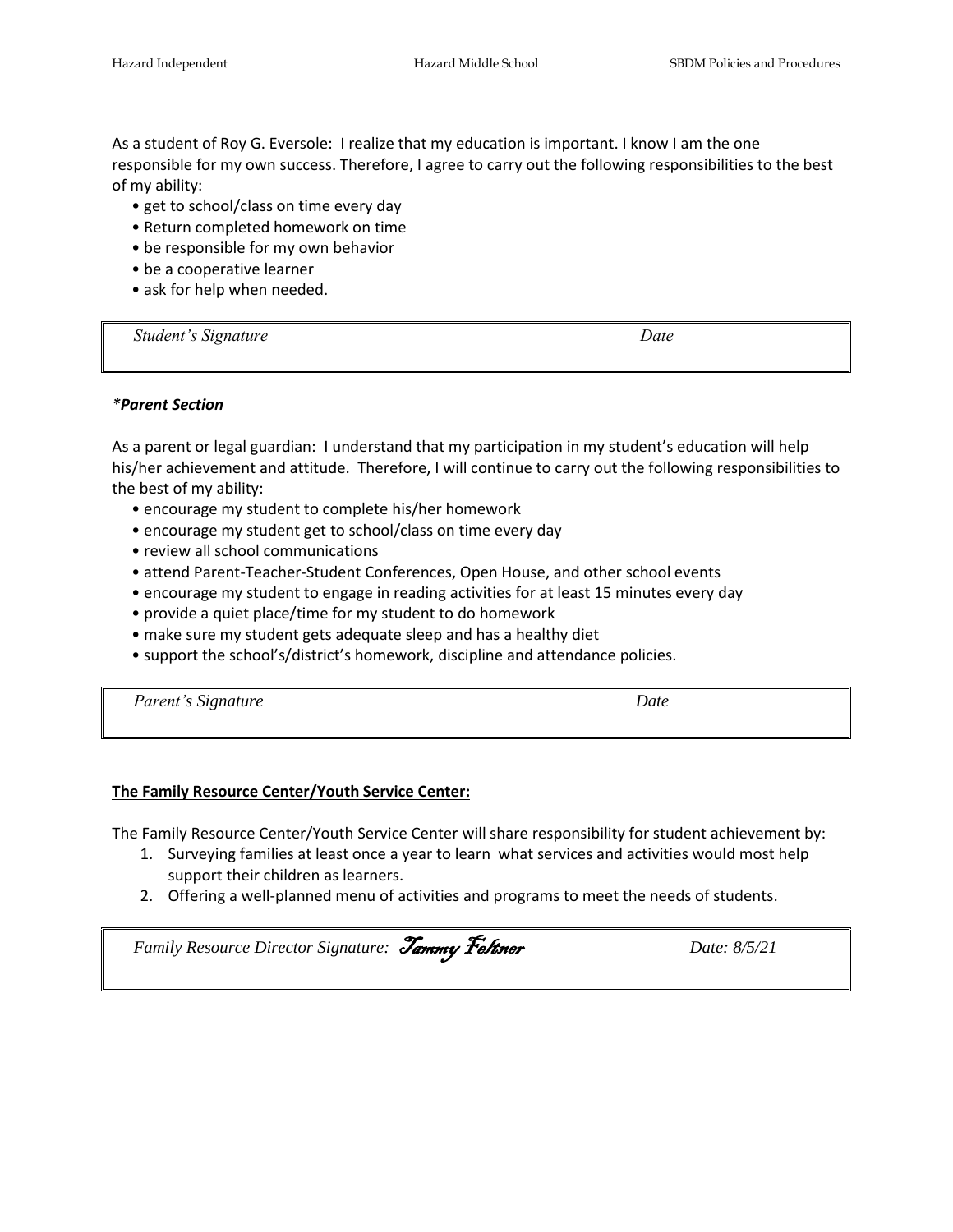As a student of Roy G. Eversole: I realize that my education is important. I know I am the one responsible for my own success. Therefore, I agree to carry out the following responsibilities to the best of my ability:

- get to school/class on time every day
- Return completed homework on time
- be responsible for my own behavior
- be a cooperative learner
- ask for help when needed.

| | |
|---|---|
| *Student's Signature* | *Date* |

***Parent Section**

As a parent or legal guardian: I understand that my participation in my student's education will help his/her achievement and attitude. Therefore, I will continue to carry out the following responsibilities to the best of my ability:

- encourage my student to complete his/her homework
- encourage my student get to school/class on time every day
- review all school communications
- attend Parent-Teacher-Student Conferences, Open House, and other school events
- encourage my student to engage in reading activities for at least 15 minutes every day
- provide a quiet place/time for my student to do homework
- make sure my student gets adequate sleep and has a healthy diet
- support the school's/district's homework, discipline and attendance policies.

| | |
|---|---|
| *Parent's Signature* | *Date* |

**The Family Resource Center/Youth Service Center:**

The Family Resource Center/Youth Service Center will share responsibility for student achievement by:

1. Surveying families at least once a year to learn what services and activities would most help support their children as learners.
2. Offering a well-planned menu of activities and programs to meet the needs of students.

| | |
|---|---|
| *Family Resource Director Signature: Tammy Feltner* | *Date: 8/5/21* |